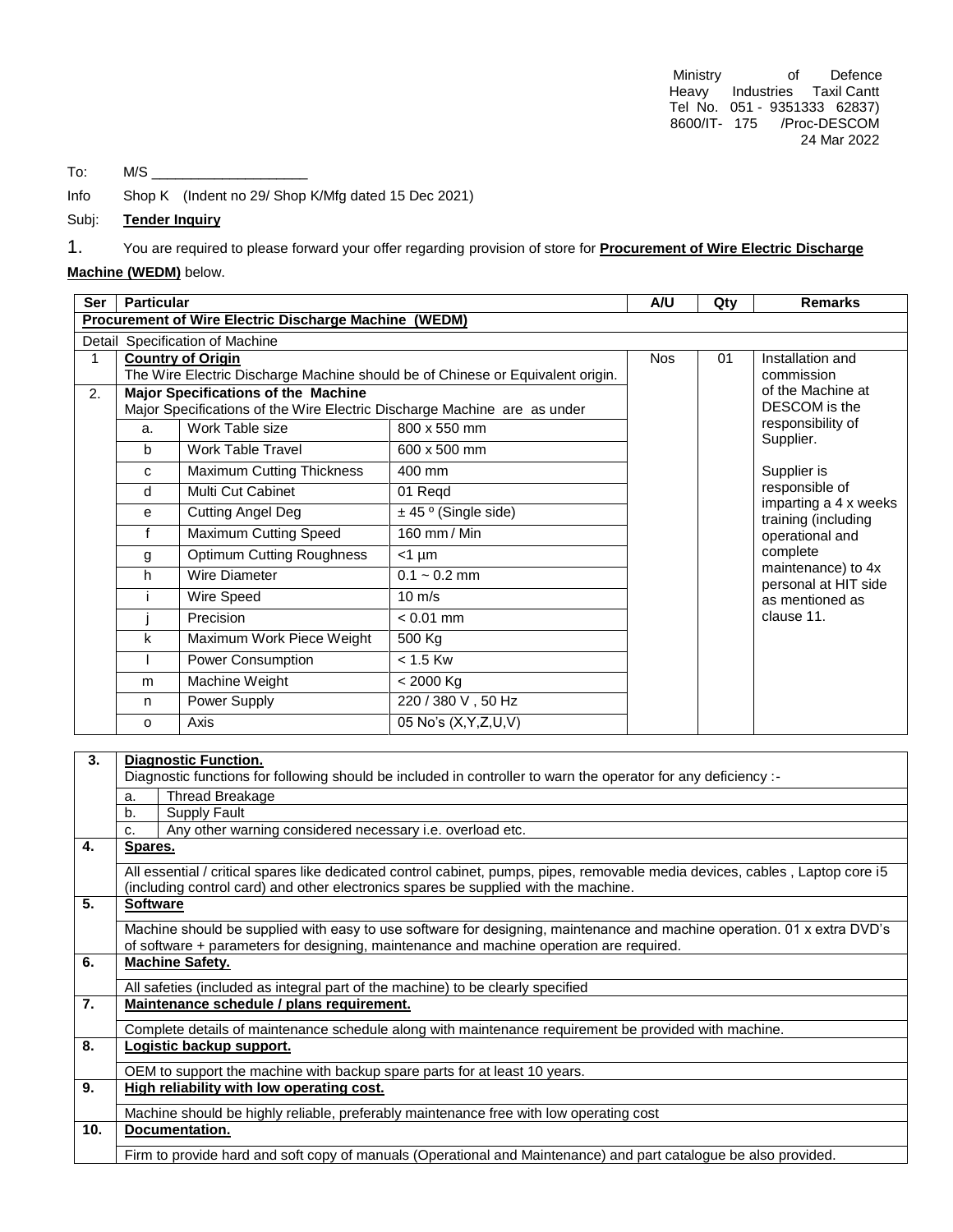Ministry of Defence
Heavy Industries Taxil Cantt
Tel No. 051 - 9351333 62837)
8600/IT- 175 /Proc-DESCOM
24 Mar 2022

To: M/S ____________________

Info Shop K (Indent no 29/ Shop K/Mfg dated 15 Dec 2021)

Subj: **Tender Inquiry**

1. You are required to please forward your offer regarding provision of store for **Procurement of Wire Electric Discharge Machine (WEDM)** below.

| Ser | Particular | | | A/U | Qty | Remarks |
|---|---|---|---|---|---|---|
| **Procurement of Wire Electric Discharge Machine (WEDM)** | | | | | | |
| Detail Specification of Machine | | | | | | |
| 1 | **Country of Origin**<br>The Wire Electric Discharge Machine should be of Chinese or Equivalent origin. | | | Nos | 01 | Installation and commission of the Machine at DESCOM is the responsibility of Supplier.<br><br>Supplier is responsible of imparting a 4 x weeks training (including operational and complete maintenance) to 4x personal at HIT side as mentioned as clause 11. |
| 2. | **Major Specifications of the Machine**<br>Major Specifications of the Wire Electric Discharge Machine are as under | | | | | |
| | a. | Work Table size | 800 x 550 mm | | | |
| | b | Work Table Travel | 600 x 500 mm | | | |
| | c | Maximum Cutting Thickness | 400 mm | | | |
| | d | Multi Cut Cabinet | 01 Reqd | | | |
| | e | Cutting Angel Deg | ± 45 º (Single side) | | | |
| | f | Maximum Cutting Speed | 160 mm / Min | | | |
| | g | Optimum Cutting Roughness | <1 µm | | | |
| | h | Wire Diameter | 0.1 ~ 0.2 mm | | | |
| | i | Wire Speed | 10 m/s | | | |
| | j | Precision | < 0.01 mm | | | |
| | k | Maximum Work Piece Weight | 500 Kg | | | |
| | l | Power Consumption | < 1.5 Kw | | | |
| | m | Machine Weight | < 2000 Kg | | | |
| | n | Power Supply | 220 / 380 V , 50 Hz | | | |
| | o | Axis | 05 No's (X,Y,Z,U,V) | | | |

| | | |
|---|---|---|
| **3.** | **Diagnostic Function.**<br>Diagnostic functions for following should be included in controller to warn the operator for any deficiency :- | |
| | a. | Thread Breakage |
| | b. | Supply Fault |
| | c. | Any other warning considered necessary i.e. overload etc. |
| **4.** | **Spares.** | |
| | All essential / critical spares like dedicated control cabinet, pumps, pipes, removable media devices, cables , Laptop core i5 (including control card) and other electronics spares be supplied with the machine. | |
| **5.** | **Software** | |
| | Machine should be supplied with easy to use software for designing, maintenance and machine operation. 01 x extra DVD's of software + parameters for designing, maintenance and machine operation are required. | |
| **6.** | **Machine Safety.** | |
| | All safeties (included as integral part of the machine) to be clearly specified | |
| **7.** | **Maintenance schedule / plans requirement.** | |
| | Complete details of maintenance schedule along with maintenance requirement be provided with machine. | |
| **8.** | **Logistic backup support.** | |
| | OEM to support the machine with backup spare parts for at least 10 years. | |
| **9.** | **High reliability with low operating cost.** | |
| | Machine should be highly reliable, preferably maintenance free with low operating cost | |
| **10.** | **Documentation.** | |
| | Firm to provide hard and soft copy of manuals (Operational and Maintenance) and part catalogue be also provided. | |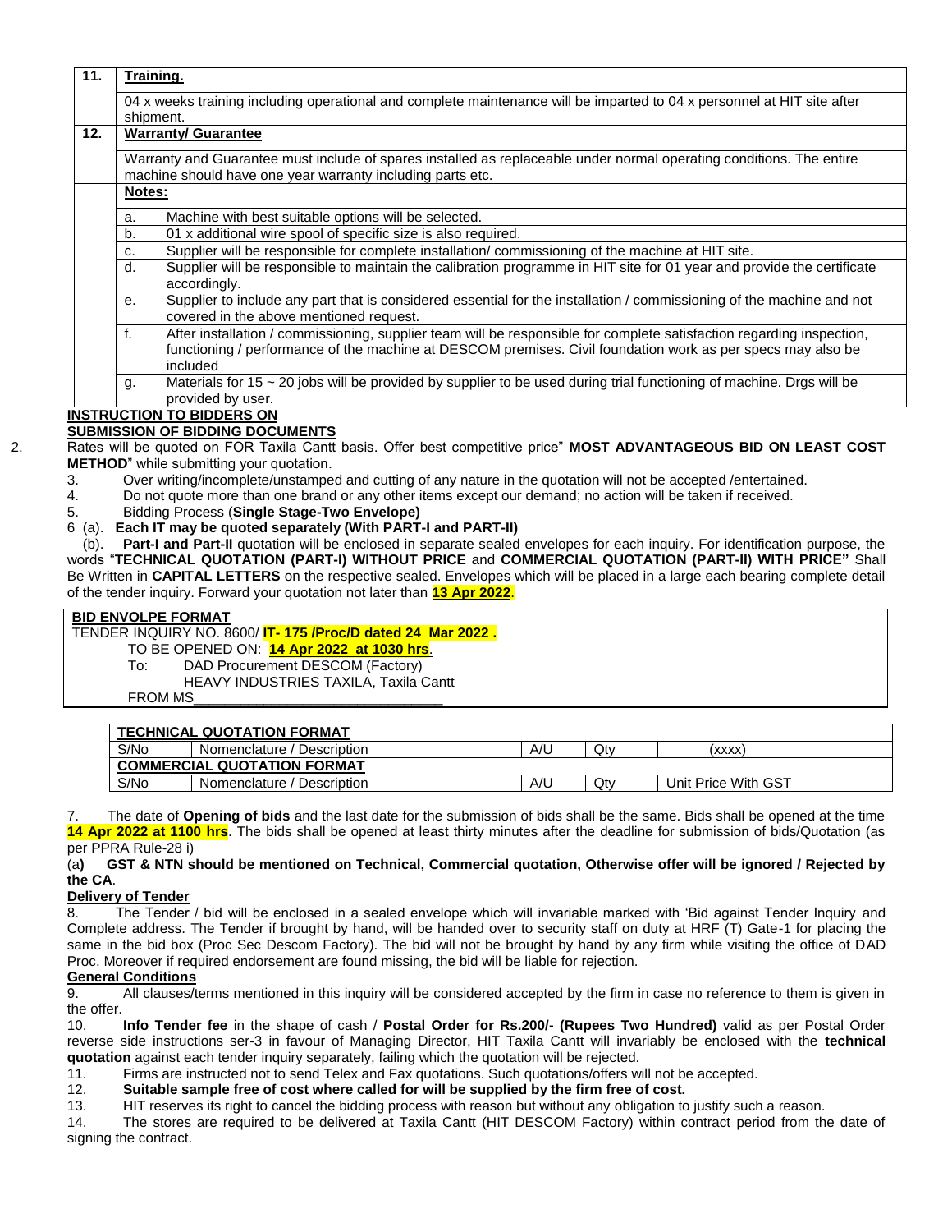| | | |
|---|---|---|
| **11.** | **Training.** | |
| | 04 x weeks training including operational and complete maintenance will be imparted to 04 x personnel at HIT site after shipment. | |
| **12.** | **Warranty/ Guarantee** | |
| | Warranty and Guarantee must include of spares installed as replaceable under normal operating conditions. The entire machine should have one year warranty including parts etc. | |
| | **Notes:** | |
| | a. | Machine with best suitable options will be selected. |
| | b. | 01 x additional wire spool of specific size is also required. |
| | c. | Supplier will be responsible for complete installation/ commissioning of the machine at HIT site. |
| | d. | Supplier will be responsible to maintain the calibration programme in HIT site for 01 year and provide the certificate accordingly. |
| | e. | Supplier to include any part that is considered essential for the installation / commissioning of the machine and not covered in the above mentioned request. |
| | f. | After installation / commissioning, supplier team will be responsible for complete satisfaction regarding inspection, functioning / performance of the machine at DESCOM premises. Civil foundation work as per specs may also be included |
| | g. | Materials for 15 ~ 20 jobs will be provided by supplier to be used during trial functioning of machine. Drgs will be provided by user. |

**INSTRUCTION TO BIDDERS ON**
**SUBMISSION OF BIDDING DOCUMENTS**

2. Rates will be quoted on FOR Taxila Cantt basis. Offer best competitive price" **MOST ADVANTAGEOUS BID ON LEAST COST METHOD**" while submitting your quotation.

3. Over writing/incomplete/unstamped and cutting of any nature in the quotation will not be accepted /entertained.

4. Do not quote more than one brand or any other items except our demand; no action will be taken if received.

5. Bidding Process (**Single Stage-Two Envelope)**

6 (a). **Each IT may be quoted separately (With PART-I and PART-II)**

(b). **Part-I and Part-II** quotation will be enclosed in separate sealed envelopes for each inquiry. For identification purpose, the words "**TECHNICAL QUOTATION (PART-I) WITHOUT PRICE** and **COMMERCIAL QUOTATION (PART-II) WITH PRICE"** Shall Be Written in **CAPITAL LETTERS** on the respective sealed. Envelopes which will be placed in a large each bearing complete detail of the tender inquiry. Forward your quotation not later than **13 Apr 2022**.

**BID ENVOLPE FORMAT**
TENDER INQUIRY NO. 8600/ **IT- 175 /Proc/D dated 24 Mar 2022 .**
TO BE OPENED ON: **14 Apr 2022 at 1030 hrs**.
To: DAD Procurement DESCOM (Factory)
HEAVY INDUSTRIES TAXILA, Taxila Cantt
FROM MS________________________________

| **TECHNICAL QUOTATION FORMAT** | | | | |
|---|---|---|---|---|
| S/No | Nomenclature / Description | A/U | Qty | (xxxx) |
| **COMMERCIAL QUOTATION FORMAT** | | | | |
| S/No | Nomenclature / Description | A/U | Qty | Unit Price With GST |

7. The date of **Opening of bids** and the last date for the submission of bids shall be the same. Bids shall be opened at the time **14 Apr 2022 at 1100 hrs**. The bids shall be opened at least thirty minutes after the deadline for submission of bids/Quotation (as per PPRA Rule-28 i)

(a**) GST & NTN should be mentioned on Technical, Commercial quotation, Otherwise offer will be ignored / Rejected by the CA**.

**Delivery of Tender**

8. The Tender / bid will be enclosed in a sealed envelope which will invariable marked with 'Bid against Tender Inquiry and Complete address. The Tender if brought by hand, will be handed over to security staff on duty at HRF (T) Gate-1 for placing the same in the bid box (Proc Sec Descom Factory). The bid will not be brought by hand by any firm while visiting the office of DAD Proc. Moreover if required endorsement are found missing, the bid will be liable for rejection.

**General Conditions**

9. All clauses/terms mentioned in this inquiry will be considered accepted by the firm in case no reference to them is given in the offer.

10. **Info Tender fee** in the shape of cash / **Postal Order for Rs.200/- (Rupees Two Hundred)** valid as per Postal Order reverse side instructions ser-3 in favour of Managing Director, HIT Taxila Cantt will invariably be enclosed with the **technical quotation** against each tender inquiry separately, failing which the quotation will be rejected.

11. Firms are instructed not to send Telex and Fax quotations. Such quotations/offers will not be accepted.

12. **Suitable sample free of cost where called for will be supplied by the firm free of cost.**

13. HIT reserves its right to cancel the bidding process with reason but without any obligation to justify such a reason.

14. The stores are required to be delivered at Taxila Cantt (HIT DESCOM Factory) within contract period from the date of signing the contract.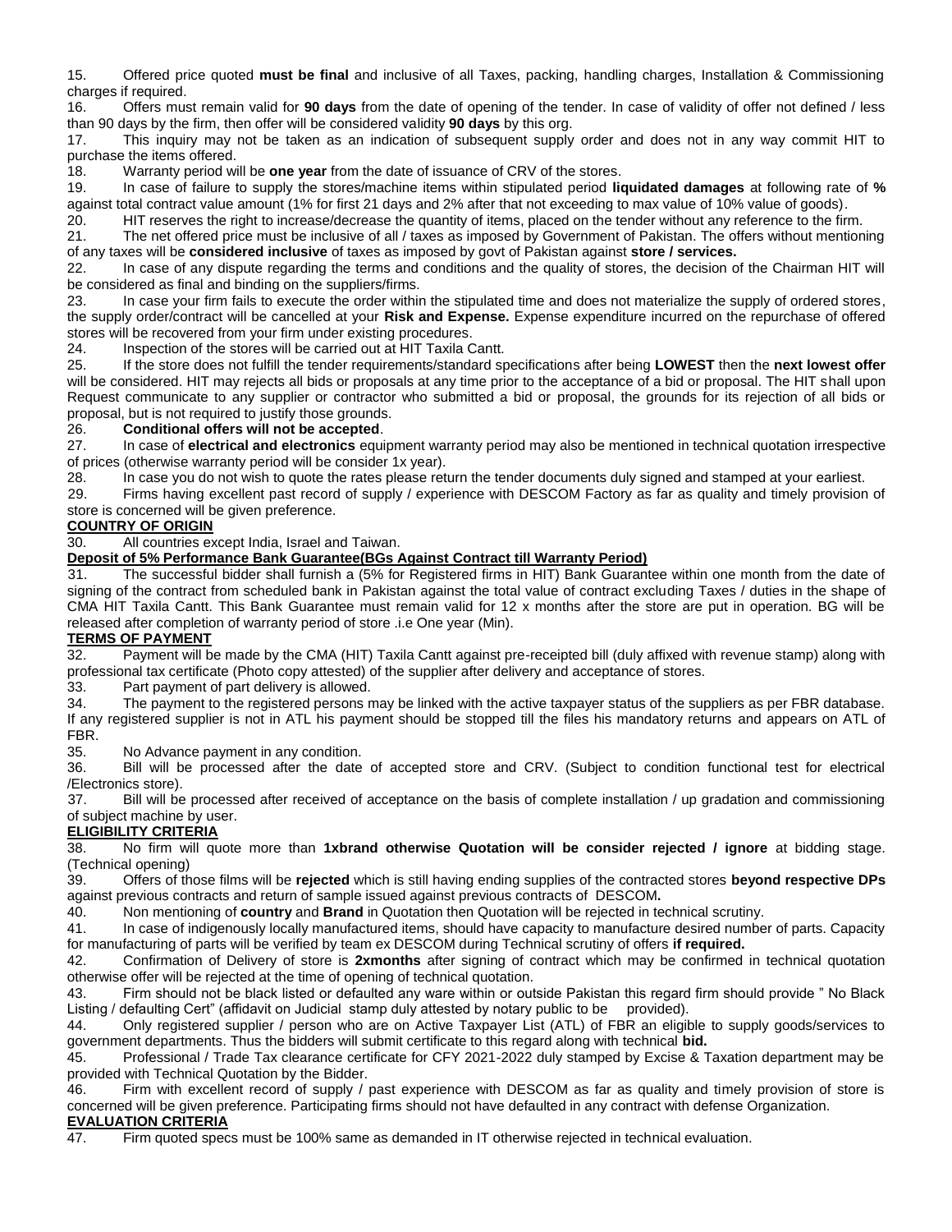15. Offered price quoted **must be final** and inclusive of all Taxes, packing, handling charges, Installation & Commissioning charges if required.

16. Offers must remain valid for **90 days** from the date of opening of the tender. In case of validity of offer not defined / less than 90 days by the firm, then offer will be considered validity **90 days** by this org.

17. This inquiry may not be taken as an indication of subsequent supply order and does not in any way commit HIT to purchase the items offered.

18. Warranty period will be **one year** from the date of issuance of CRV of the stores.

19. In case of failure to supply the stores/machine items within stipulated period **liquidated damages** at following rate of **%** against total contract value amount (1% for first 21 days and 2% after that not exceeding to max value of 10% value of goods).

20. HIT reserves the right to increase/decrease the quantity of items, placed on the tender without any reference to the firm.

21. The net offered price must be inclusive of all / taxes as imposed by Government of Pakistan. The offers without mentioning of any taxes will be **considered inclusive** of taxes as imposed by govt of Pakistan against **store / services.**

22. In case of any dispute regarding the terms and conditions and the quality of stores, the decision of the Chairman HIT will be considered as final and binding on the suppliers/firms.

23. In case your firm fails to execute the order within the stipulated time and does not materialize the supply of ordered stores, the supply order/contract will be cancelled at your **Risk and Expense.** Expense expenditure incurred on the repurchase of offered stores will be recovered from your firm under existing procedures.

24. Inspection of the stores will be carried out at HIT Taxila Cantt.

25. If the store does not fulfill the tender requirements/standard specifications after being **LOWEST** then the **next lowest offer** will be considered. HIT may rejects all bids or proposals at any time prior to the acceptance of a bid or proposal. The HIT shall upon Request communicate to any supplier or contractor who submitted a bid or proposal, the grounds for its rejection of all bids or proposal, but is not required to justify those grounds.

26. **Conditional offers will not be accepted**.

27. In case of **electrical and electronics** equipment warranty period may also be mentioned in technical quotation irrespective of prices (otherwise warranty period will be consider 1x year).

28. In case you do not wish to quote the rates please return the tender documents duly signed and stamped at your earliest.

29. Firms having excellent past record of supply / experience with DESCOM Factory as far as quality and timely provision of store is concerned will be given preference.

**COUNTRY OF ORIGIN**

30. All countries except India, Israel and Taiwan.

**Deposit of 5% Performance Bank Guarantee(BGs Against Contract till Warranty Period)**

31. The successful bidder shall furnish a (5% for Registered firms in HIT) Bank Guarantee within one month from the date of signing of the contract from scheduled bank in Pakistan against the total value of contract excluding Taxes / duties in the shape of CMA HIT Taxila Cantt. This Bank Guarantee must remain valid for 12 x months after the store are put in operation. BG will be released after completion of warranty period of store .i.e One year (Min).

**TERMS OF PAYMENT**

32. Payment will be made by the CMA (HIT) Taxila Cantt against pre-receipted bill (duly affixed with revenue stamp) along with professional tax certificate (Photo copy attested) of the supplier after delivery and acceptance of stores.

33. Part payment of part delivery is allowed.

34. The payment to the registered persons may be linked with the active taxpayer status of the suppliers as per FBR database. If any registered supplier is not in ATL his payment should be stopped till the files his mandatory returns and appears on ATL of FBR.

35. No Advance payment in any condition.

36. Bill will be processed after the date of accepted store and CRV. (Subject to condition functional test for electrical /Electronics store).

37. Bill will be processed after received of acceptance on the basis of complete installation / up gradation and commissioning of subject machine by user.

**ELIGIBILITY CRITERIA**

38. No firm will quote more than **1xbrand otherwise Quotation will be consider rejected / ignore** at bidding stage. (Technical opening)

39. Offers of those films will be **rejected** which is still having ending supplies of the contracted stores **beyond respective DPs** against previous contracts and return of sample issued against previous contracts of DESCOM**.**

40. Non mentioning of **country** and **Brand** in Quotation then Quotation will be rejected in technical scrutiny.

41. In case of indigenously locally manufactured items, should have capacity to manufacture desired number of parts. Capacity for manufacturing of parts will be verified by team ex DESCOM during Technical scrutiny of offers **if required.**

42. Confirmation of Delivery of store is **2xmonths** after signing of contract which may be confirmed in technical quotation otherwise offer will be rejected at the time of opening of technical quotation.

43. Firm should not be black listed or defaulted any ware within or outside Pakistan this regard firm should provide " No Black Listing / defaulting Cert" (affidavit on Judicial stamp duly attested by notary public to be provided).

44. Only registered supplier / person who are on Active Taxpayer List (ATL) of FBR an eligible to supply goods/services to government departments. Thus the bidders will submit certificate to this regard along with technical **bid.**

45. Professional / Trade Tax clearance certificate for CFY 2021-2022 duly stamped by Excise & Taxation department may be provided with Technical Quotation by the Bidder.

46. Firm with excellent record of supply / past experience with DESCOM as far as quality and timely provision of store is concerned will be given preference. Participating firms should not have defaulted in any contract with defense Organization.

**EVALUATION CRITERIA**

47. Firm quoted specs must be 100% same as demanded in IT otherwise rejected in technical evaluation.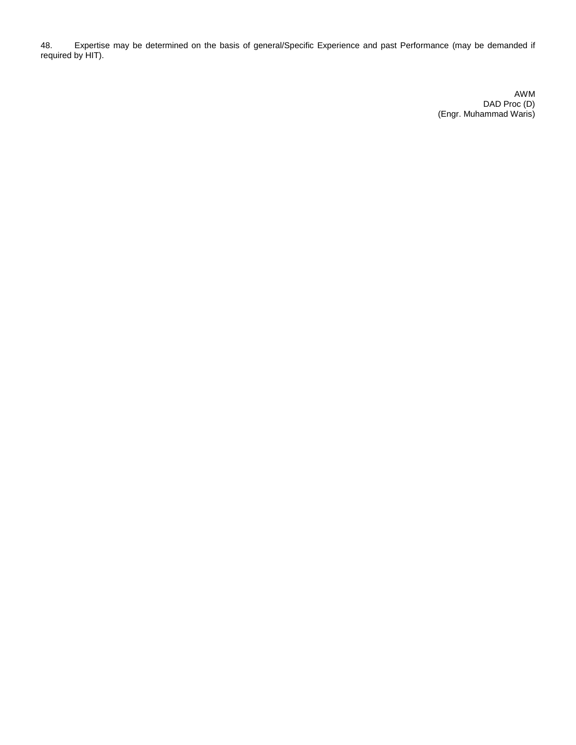48. Expertise may be determined on the basis of general/Specific Experience and past Performance (may be demanded if required by HIT).

AWM
DAD Proc (D)
(Engr. Muhammad Waris)